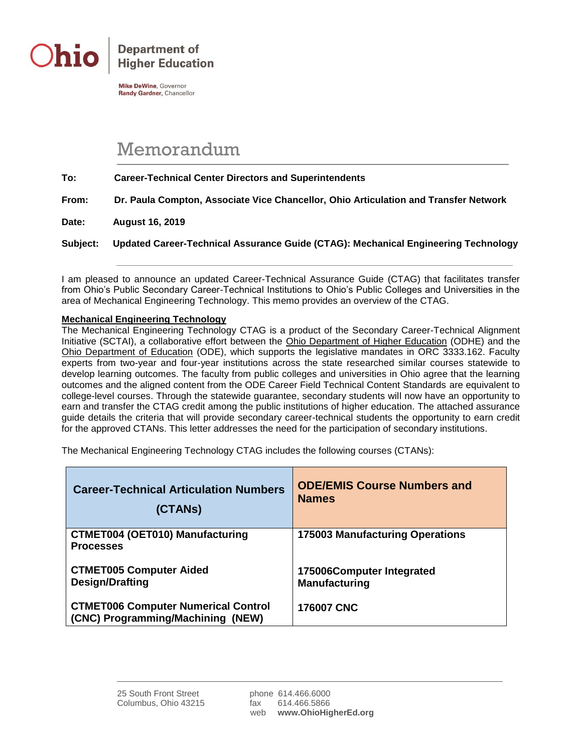Ohio | Department of Higher Education

**Mike DeWine**, Governor
**Randy Gardner**, Chancellor

# Memorandum

**To:** **Career-Technical Center Directors and Superintendents**

**From:** **Dr. Paula Compton, Associate Vice Chancellor, Ohio Articulation and Transfer Network**

**Date:** **August 16, 2019**

**Subject:** **Updated Career-Technical Assurance Guide (CTAG): Mechanical Engineering Technology**

---

I am pleased to announce an updated Career-Technical Assurance Guide (CTAG) that facilitates transfer from Ohio's Public Secondary Career-Technical Institutions to Ohio's Public Colleges and Universities in the area of Mechanical Engineering Technology. This memo provides an overview of the CTAG.

**Mechanical Engineering Technology**

The Mechanical Engineering Technology CTAG is a product of the Secondary Career-Technical Alignment Initiative (SCTAI), a collaborative effort between the Ohio Department of Higher Education (ODHE) and the Ohio Department of Education (ODE), which supports the legislative mandates in ORC 3333.162. Faculty experts from two-year and four-year institutions across the state researched similar courses statewide to develop learning outcomes. The faculty from public colleges and universities in Ohio agree that the learning outcomes and the aligned content from the ODE Career Field Technical Content Standards are equivalent to college-level courses. Through the statewide guarantee, secondary students will now have an opportunity to earn and transfer the CTAG credit among the public institutions of higher education. The attached assurance guide details the criteria that will provide secondary career-technical students the opportunity to earn credit for the approved CTANs. This letter addresses the need for the participation of secondary institutions.

The Mechanical Engineering Technology CTAG includes the following courses (CTANs):

| Career-Technical Articulation Numbers (CTANs) | ODE/EMIS Course Numbers and Names |
|---|---|
| **CTMET004 (OET010) Manufacturing Processes** | **175003 Manufacturing Operations** |
| **CTMET005 Computer Aided Design/Drafting** | **175006Computer Integrated Manufacturing** |
| **CTMET006 Computer Numerical Control (CNC) Programming/Machining (NEW)** | **176007 CNC** |

25 South Front Street
Columbus, Ohio 43215

phone 614.466.6000
fax 614.466.5866
web **www.OhioHigherEd.org**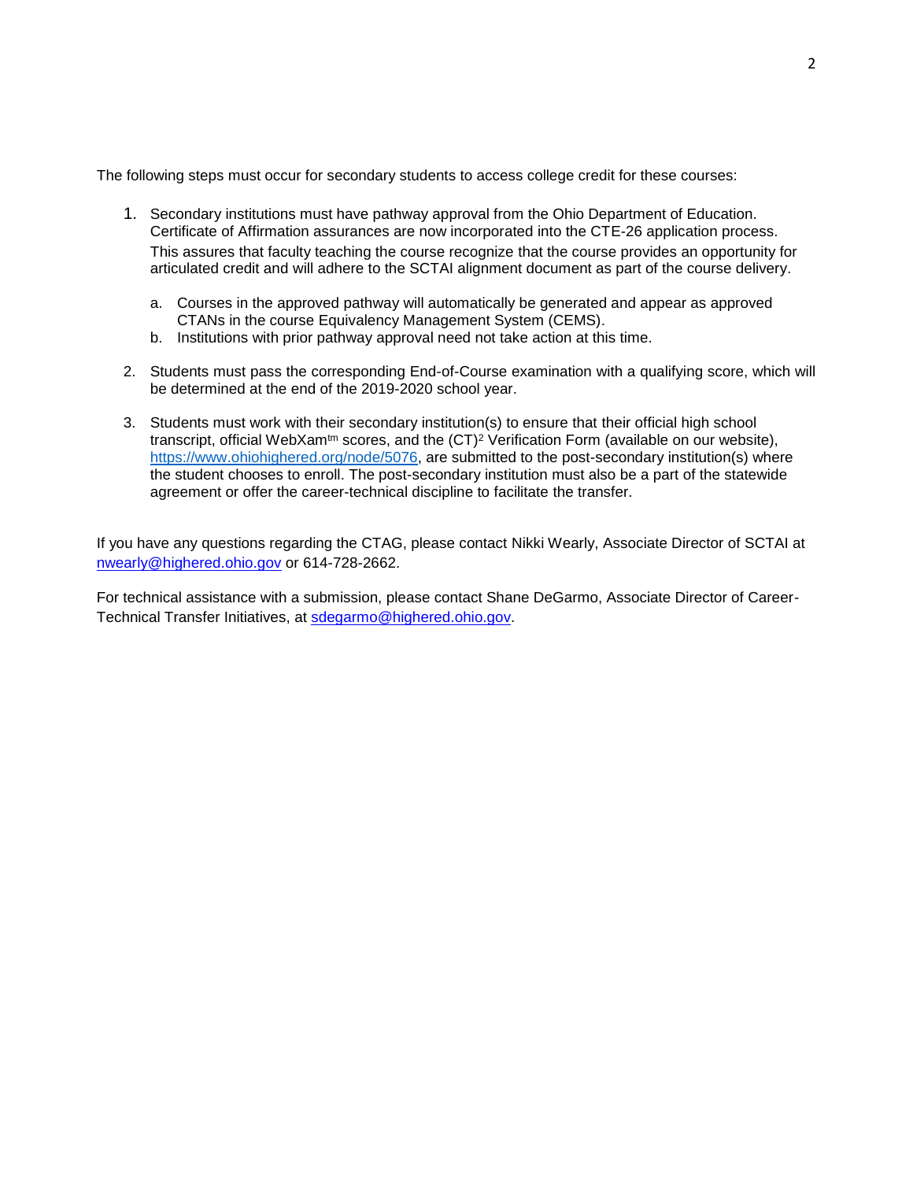The following steps must occur for secondary students to access college credit for these courses:

1. Secondary institutions must have pathway approval from the Ohio Department of Education. Certificate of Affirmation assurances are now incorporated into the CTE-26 application process. This assures that faculty teaching the course recognize that the course provides an opportunity for articulated credit and will adhere to the SCTAI alignment document as part of the course delivery.

   a. Courses in the approved pathway will automatically be generated and appear as approved CTANs in the course Equivalency Management System (CEMS).
   b. Institutions with prior pathway approval need not take action at this time.

2. Students must pass the corresponding End-of-Course examination with a qualifying score, which will be determined at the end of the 2019-2020 school year.

3. Students must work with their secondary institution(s) to ensure that their official high school transcript, official WebXam[tm] scores, and the (CT)$^2$ Verification Form (available on our website), https://www.ohiohighered.org/node/5076, are submitted to the post-secondary institution(s) where the student chooses to enroll. The post-secondary institution must also be a part of the statewide agreement or offer the career-technical discipline to facilitate the transfer.

If you have any questions regarding the CTAG, please contact Nikki Wearly, Associate Director of SCTAI at nwearly@highered.ohio.gov or 614-728-2662.

For technical assistance with a submission, please contact Shane DeGarmo, Associate Director of Career-Technical Transfer Initiatives, at sdegarmo@highered.ohio.gov.